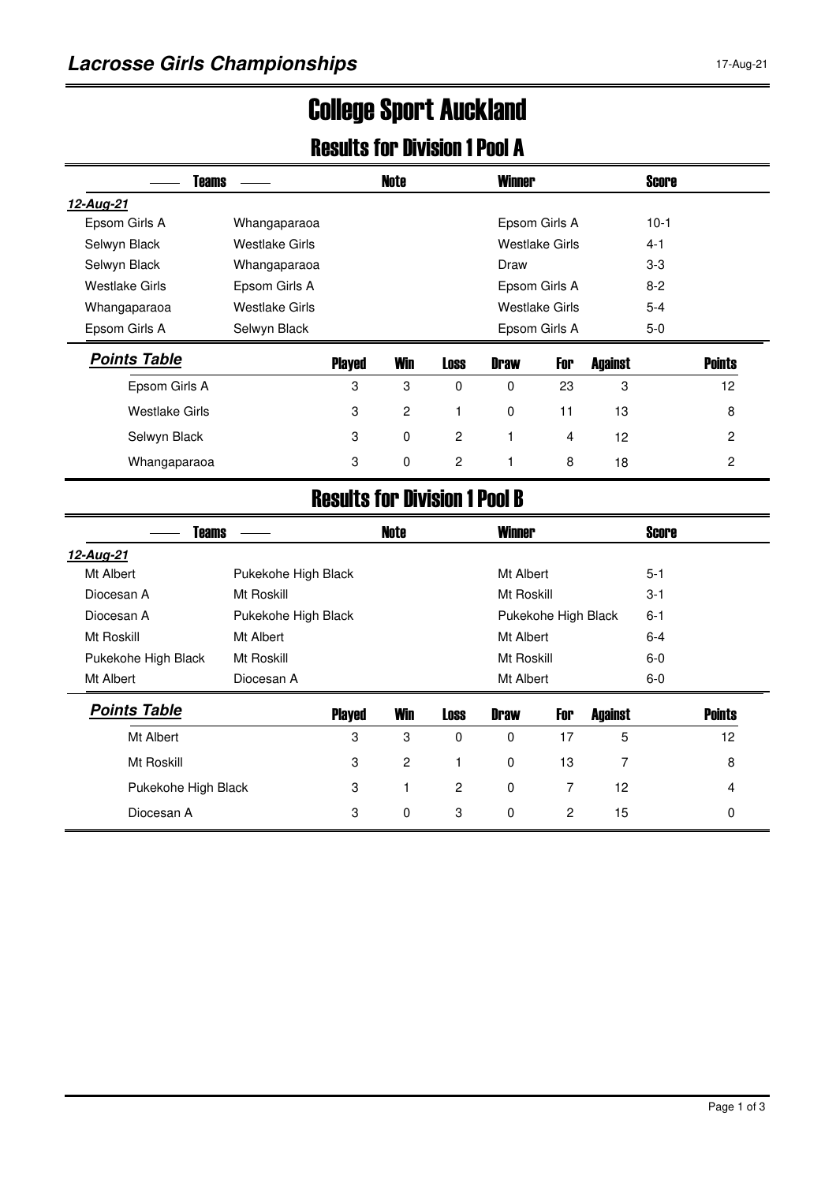# Lacrosse Girls Championships

17-Aug-21

## College Sport Auckland

### Results for Division 1 Pool A

| Teams | | Note | Winner | Score |
|---|---|---|---|---|
| ***12-Aug-21*** | | | | |
| Epsom Girls A | Whangaparaoa | | Epsom Girls A | 10-1 |
| Selwyn Black | Westlake Girls | | Westlake Girls | 4-1 |
| Selwyn Black | Whangaparaoa | | Draw | 3-3 |
| Westlake Girls | Epsom Girls A | | Epsom Girls A | 8-2 |
| Whangaparaoa | Westlake Girls | | Westlake Girls | 5-4 |
| Epsom Girls A | Selwyn Black | | Epsom Girls A | 5-0 |

| ***Points Table*** | Played | Win | Loss | Draw | For | Against | Points |
|---|---|---|---|---|---|---|---|
| Epsom Girls A | 3 | 3 | 0 | 0 | 23 | 3 | 12 |
| Westlake Girls | 3 | 2 | 1 | 0 | 11 | 13 | 8 |
| Selwyn Black | 3 | 0 | 2 | 1 | 4 | 12 | 2 |
| Whangaparaoa | 3 | 0 | 2 | 1 | 8 | 18 | 2 |

### Results for Division 1 Pool B

| Teams | | Note | Winner | Score |
|---|---|---|---|---|
| ***12-Aug-21*** | | | | |
| Mt Albert | Pukekohe High Black | | Mt Albert | 5-1 |
| Diocesan A | Mt Roskill | | Mt Roskill | 3-1 |
| Diocesan A | Pukekohe High Black | | Pukekohe High Black | 6-1 |
| Mt Roskill | Mt Albert | | Mt Albert | 6-4 |
| Pukekohe High Black | Mt Roskill | | Mt Roskill | 6-0 |
| Mt Albert | Diocesan A | | Mt Albert | 6-0 |

| ***Points Table*** | Played | Win | Loss | Draw | For | Against | Points |
|---|---|---|---|---|---|---|---|
| Mt Albert | 3 | 3 | 0 | 0 | 17 | 5 | 12 |
| Mt Roskill | 3 | 2 | 1 | 0 | 13 | 7 | 8 |
| Pukekohe High Black | 3 | 1 | 2 | 0 | 7 | 12 | 4 |
| Diocesan A | 3 | 0 | 3 | 0 | 2 | 15 | 0 |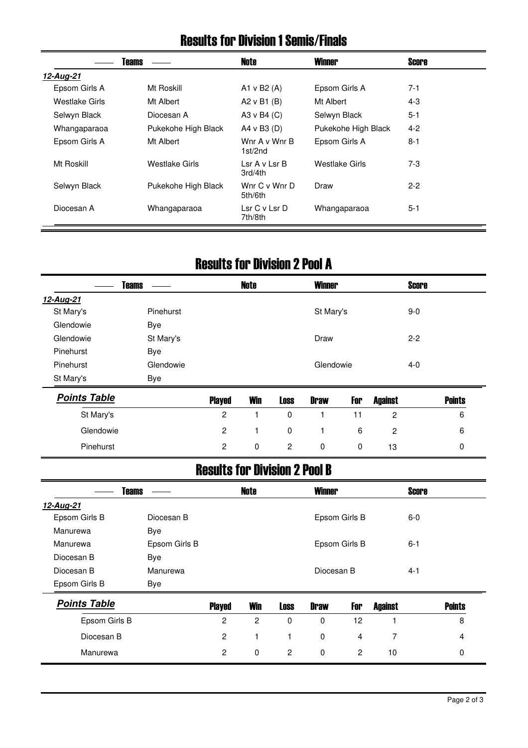## Results for Division 1 Semis/Finals

| Teams | | Note | Winner | Score |
|---|---|---|---|---|
| ***12-Aug-21*** | | | | |
| Epsom Girls A | Mt Roskill | A1 v B2 (A) | Epsom Girls A | 7-1 |
| Westlake Girls | Mt Albert | A2 v B1 (B) | Mt Albert | 4-3 |
| Selwyn Black | Diocesan A | A3 v B4 (C) | Selwyn Black | 5-1 |
| Whangaparaoa | Pukekohe High Black | A4 v B3 (D) | Pukekohe High Black | 4-2 |
| Epsom Girls A | Mt Albert | Wnr A v Wnr B 1st/2nd | Epsom Girls A | 8-1 |
| Mt Roskill | Westlake Girls | Lsr A v Lsr B 3rd/4th | Westlake Girls | 7-3 |
| Selwyn Black | Pukekohe High Black | Wnr C v Wnr D 5th/6th | Draw | 2-2 |
| Diocesan A | Whangaparaoa | Lsr C v Lsr D 7th/8th | Whangaparaoa | 5-1 |

## Results for Division 2 Pool A

| Teams | | Note | Winner | Score |
|---|---|---|---|---|
| ***12-Aug-21*** | | | | |
| St Mary's | Pinehurst | | St Mary's | 9-0 |
| Glendowie | Bye | | | |
| Glendowie | St Mary's | | Draw | 2-2 |
| Pinehurst | Bye | | | |
| Pinehurst | Glendowie | | Glendowie | 4-0 |
| St Mary's | Bye | | | |

| ***Points Table*** | Played | Win | Loss | Draw | For | Against | Points |
|---|---|---|---|---|---|---|---|
| St Mary's | 2 | 1 | 0 | 1 | 11 | 2 | 6 |
| Glendowie | 2 | 1 | 0 | 1 | 6 | 2 | 6 |
| Pinehurst | 2 | 0 | 2 | 0 | 0 | 13 | 0 |

## Results for Division 2 Pool B

| Teams | | Note | Winner | Score |
|---|---|---|---|---|
| ***12-Aug-21*** | | | | |
| Epsom Girls B | Diocesan B | | Epsom Girls B | 6-0 |
| Manurewa | Bye | | | |
| Manurewa | Epsom Girls B | | Epsom Girls B | 6-1 |
| Diocesan B | Bye | | | |
| Diocesan B | Manurewa | | Diocesan B | 4-1 |
| Epsom Girls B | Bye | | | |

| ***Points Table*** | Played | Win | Loss | Draw | For | Against | Points |
|---|---|---|---|---|---|---|---|
| Epsom Girls B | 2 | 2 | 0 | 0 | 12 | 1 | 8 |
| Diocesan B | 2 | 1 | 1 | 0 | 4 | 7 | 4 |
| Manurewa | 2 | 0 | 2 | 0 | 2 | 10 | 0 |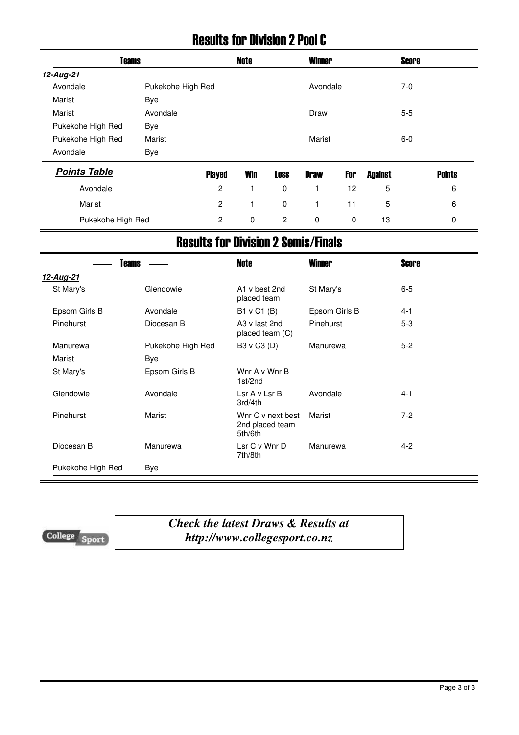## Results for Division 2 Pool C

| Teams | | Note | Winner | Score |
|---|---|---|---|---|
| ***12-Aug-21*** | | | | |
| Avondale | Pukekohe High Red | | Avondale | 7-0 |
| Marist | Bye | | | |
| Marist | Avondale | | Draw | 5-5 |
| Pukekohe High Red | Bye | | | |
| Pukekohe High Red | Marist | | Marist | 6-0 |
| Avondale | Bye | | | |

| *Points Table* | Played | Win | Loss | Draw | For | Against | Points |
|---|---|---|---|---|---|---|---|
| Avondale | 2 | 1 | 0 | 1 | 12 | 5 | 6 |
| Marist | 2 | 1 | 0 | 1 | 11 | 5 | 6 |
| Pukekohe High Red | 2 | 0 | 2 | 0 | 0 | 13 | 0 |

## Results for Division 2 Semis/Finals

| Teams | | Note | Winner | Score |
|---|---|---|---|---|
| ***12-Aug-21*** | | | | |
| St Mary's | Glendowie | A1 v best 2nd placed team | St Mary's | 6-5 |
| Epsom Girls B | Avondale | B1 v C1 (B) | Epsom Girls B | 4-1 |
| Pinehurst | Diocesan B | A3 v last 2nd placed team (C) | Pinehurst | 5-3 |
| Manurewa | Pukekohe High Red | B3 v C3 (D) | Manurewa | 5-2 |
| Marist | Bye | | | |
| St Mary's | Epsom Girls B | Wnr A v Wnr B 1st/2nd | | |
| Glendowie | Avondale | Lsr A v Lsr B 3rd/4th | Avondale | 4-1 |
| Pinehurst | Marist | Wnr C v next best 2nd placed team 5th/6th | Marist | 7-2 |
| Diocesan B | Manurewa | Lsr C v Wnr D 7th/8th | Manurewa | 4-2 |
| Pukekohe High Red | Bye | | | |

College Sport

***Check the latest Draws & Results at http://www.collegesport.co.nz***